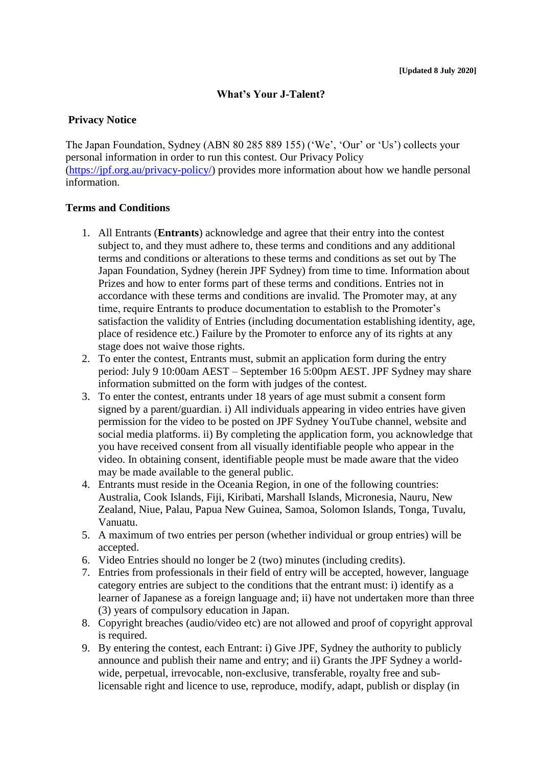**[Updated 8 July 2020]**

## What's Your J-Talent?

### Privacy Notice

The Japan Foundation, Sydney (ABN 80 285 889 155) ('We', 'Our' or 'Us') collects your personal information in order to run this contest. Our Privacy Policy (https://jpf.org.au/privacy-policy/) provides more information about how we handle personal information.

### Terms and Conditions

1. All Entrants (**Entrants**) acknowledge and agree that their entry into the contest subject to, and they must adhere to, these terms and conditions and any additional terms and conditions or alterations to these terms and conditions as set out by The Japan Foundation, Sydney (herein JPF Sydney) from time to time. Information about Prizes and how to enter forms part of these terms and conditions. Entries not in accordance with these terms and conditions are invalid. The Promoter may, at any time, require Entrants to produce documentation to establish to the Promoter's satisfaction the validity of Entries (including documentation establishing identity, age, place of residence etc.) Failure by the Promoter to enforce any of its rights at any stage does not waive those rights.
2. To enter the contest, Entrants must, submit an application form during the entry period: July 9 10:00am AEST – September 16 5:00pm AEST. JPF Sydney may share information submitted on the form with judges of the contest.
3. To enter the contest, entrants under 18 years of age must submit a consent form signed by a parent/guardian. i) All individuals appearing in video entries have given permission for the video to be posted on JPF Sydney YouTube channel, website and social media platforms. ii) By completing the application form, you acknowledge that you have received consent from all visually identifiable people who appear in the video. In obtaining consent, identifiable people must be made aware that the video may be made available to the general public.
4. Entrants must reside in the Oceania Region, in one of the following countries: Australia, Cook Islands, Fiji, Kiribati, Marshall Islands, Micronesia, Nauru, New Zealand, Niue, Palau, Papua New Guinea, Samoa, Solomon Islands, Tonga, Tuvalu, Vanuatu.
5. A maximum of two entries per person (whether individual or group entries) will be accepted.
6. Video Entries should no longer be 2 (two) minutes (including credits).
7. Entries from professionals in their field of entry will be accepted, however, language category entries are subject to the conditions that the entrant must: i) identify as a learner of Japanese as a foreign language and; ii) have not undertaken more than three (3) years of compulsory education in Japan.
8. Copyright breaches (audio/video etc) are not allowed and proof of copyright approval is required.
9. By entering the contest, each Entrant: i) Give JPF, Sydney the authority to publicly announce and publish their name and entry; and ii) Grants the JPF Sydney a world-wide, perpetual, irrevocable, non-exclusive, transferable, royalty free and sub-licensable right and licence to use, reproduce, modify, adapt, publish or display (in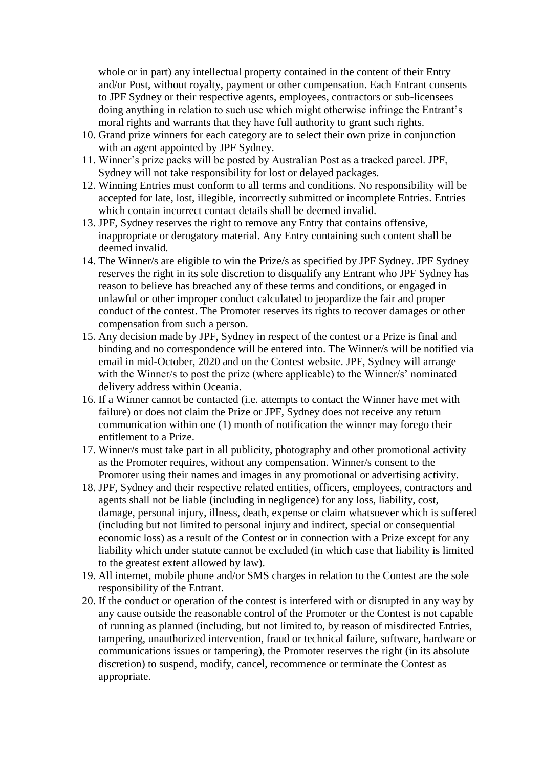whole or in part) any intellectual property contained in the content of their Entry and/or Post, without royalty, payment or other compensation. Each Entrant consents to JPF Sydney or their respective agents, employees, contractors or sub-licensees doing anything in relation to such use which might otherwise infringe the Entrant's moral rights and warrants that they have full authority to grant such rights.

10. Grand prize winners for each category are to select their own prize in conjunction with an agent appointed by JPF Sydney.
11. Winner's prize packs will be posted by Australian Post as a tracked parcel. JPF, Sydney will not take responsibility for lost or delayed packages.
12. Winning Entries must conform to all terms and conditions. No responsibility will be accepted for late, lost, illegible, incorrectly submitted or incomplete Entries. Entries which contain incorrect contact details shall be deemed invalid.
13. JPF, Sydney reserves the right to remove any Entry that contains offensive, inappropriate or derogatory material. Any Entry containing such content shall be deemed invalid.
14. The Winner/s are eligible to win the Prize/s as specified by JPF Sydney. JPF Sydney reserves the right in its sole discretion to disqualify any Entrant who JPF Sydney has reason to believe has breached any of these terms and conditions, or engaged in unlawful or other improper conduct calculated to jeopardize the fair and proper conduct of the contest. The Promoter reserves its rights to recover damages or other compensation from such a person.
15. Any decision made by JPF, Sydney in respect of the contest or a Prize is final and binding and no correspondence will be entered into. The Winner/s will be notified via email in mid-October, 2020 and on the Contest website. JPF, Sydney will arrange with the Winner/s to post the prize (where applicable) to the Winner/s' nominated delivery address within Oceania.
16. If a Winner cannot be contacted (i.e. attempts to contact the Winner have met with failure) or does not claim the Prize or JPF, Sydney does not receive any return communication within one (1) month of notification the winner may forego their entitlement to a Prize.
17. Winner/s must take part in all publicity, photography and other promotional activity as the Promoter requires, without any compensation. Winner/s consent to the Promoter using their names and images in any promotional or advertising activity.
18. JPF, Sydney and their respective related entities, officers, employees, contractors and agents shall not be liable (including in negligence) for any loss, liability, cost, damage, personal injury, illness, death, expense or claim whatsoever which is suffered (including but not limited to personal injury and indirect, special or consequential economic loss) as a result of the Contest or in connection with a Prize except for any liability which under statute cannot be excluded (in which case that liability is limited to the greatest extent allowed by law).
19. All internet, mobile phone and/or SMS charges in relation to the Contest are the sole responsibility of the Entrant.
20. If the conduct or operation of the contest is interfered with or disrupted in any way by any cause outside the reasonable control of the Promoter or the Contest is not capable of running as planned (including, but not limited to, by reason of misdirected Entries, tampering, unauthorized intervention, fraud or technical failure, software, hardware or communications issues or tampering), the Promoter reserves the right (in its absolute discretion) to suspend, modify, cancel, recommence or terminate the Contest as appropriate.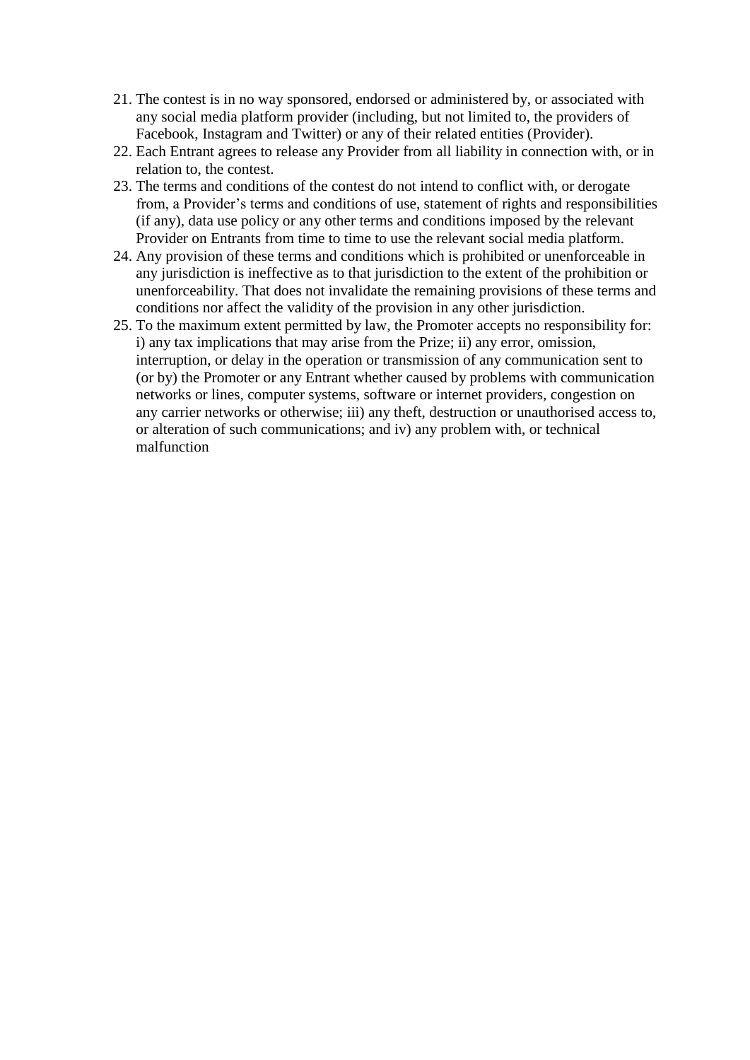21. The contest is in no way sponsored, endorsed or administered by, or associated with any social media platform provider (including, but not limited to, the providers of Facebook, Instagram and Twitter) or any of their related entities (Provider).
22. Each Entrant agrees to release any Provider from all liability in connection with, or in relation to, the contest.
23. The terms and conditions of the contest do not intend to conflict with, or derogate from, a Provider's terms and conditions of use, statement of rights and responsibilities (if any), data use policy or any other terms and conditions imposed by the relevant Provider on Entrants from time to time to use the relevant social media platform.
24. Any provision of these terms and conditions which is prohibited or unenforceable in any jurisdiction is ineffective as to that jurisdiction to the extent of the prohibition or unenforceability. That does not invalidate the remaining provisions of these terms and conditions nor affect the validity of the provision in any other jurisdiction.
25. To the maximum extent permitted by law, the Promoter accepts no responsibility for: i) any tax implications that may arise from the Prize; ii) any error, omission, interruption, or delay in the operation or transmission of any communication sent to (or by) the Promoter or any Entrant whether caused by problems with communication networks or lines, computer systems, software or internet providers, congestion on any carrier networks or otherwise; iii) any theft, destruction or unauthorised access to, or alteration of such communications; and iv) any problem with, or technical malfunction